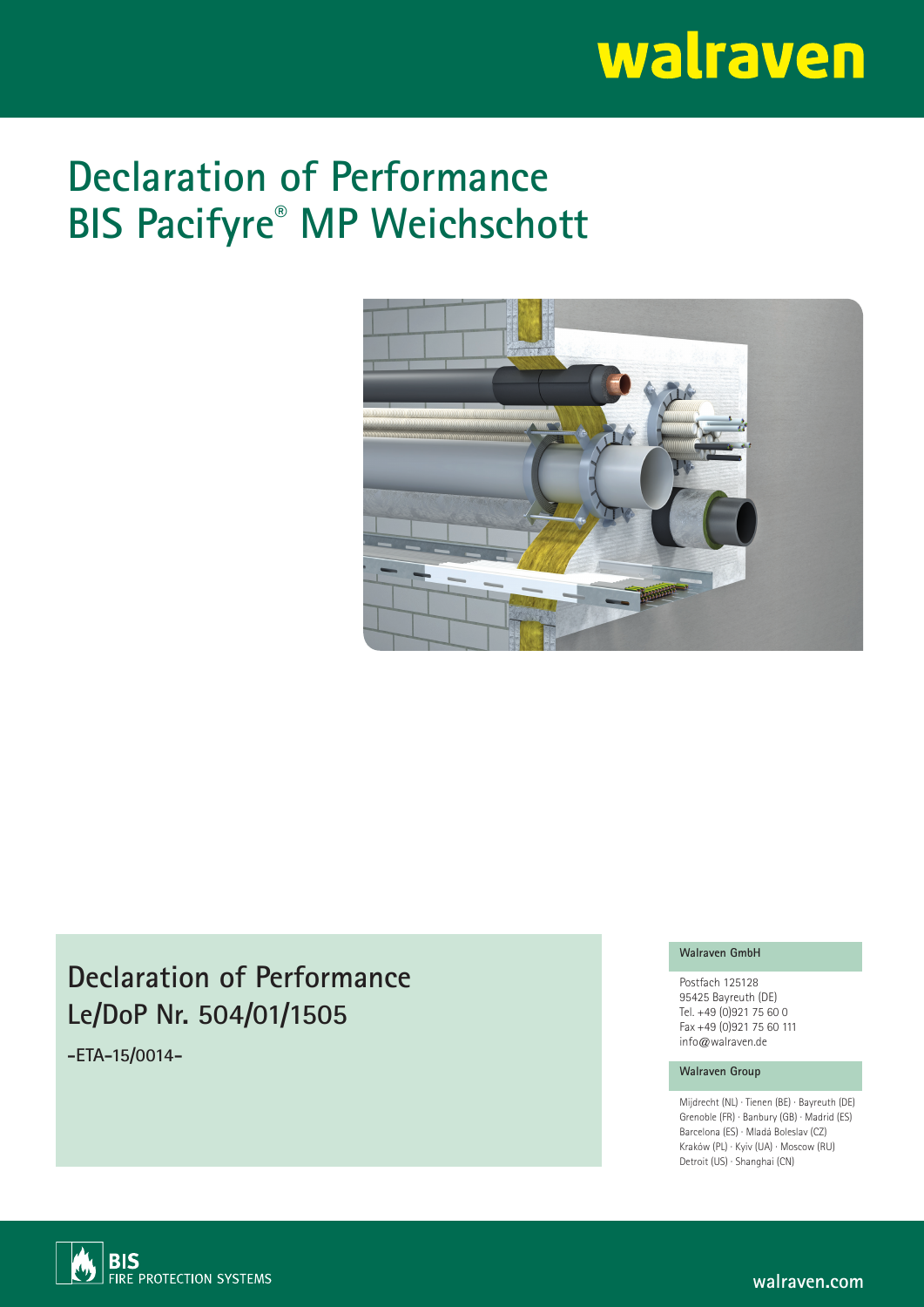walraven

# Declaration of Performance
# BIS Pacifyre® MP Weichschott

## Declaration of Performance
## Le/DoP Nr. 504/01/1505

**-ETA-15/0014-**

**Walraven GmbH**

Postfach 125128
95425 Bayreuth (DE)
Tel. +49 (0)921 75 60 0
Fax +49 (0)921 75 60 111
info@walraven.de

**Walraven Group**

Mijdrecht (NL) · Tienen (BE) · Bayreuth (DE)
Grenoble (FR) · Banbury (GB) · Madrid (ES)
Barcelona (ES) · Mladá Boleslav (CZ)
Kraków (PL) · Kyiv (UA) · Moscow (RU)
Detroit (US) · Shanghai (CN)

BIS FIRE PROTECTION SYSTEMS

walraven.com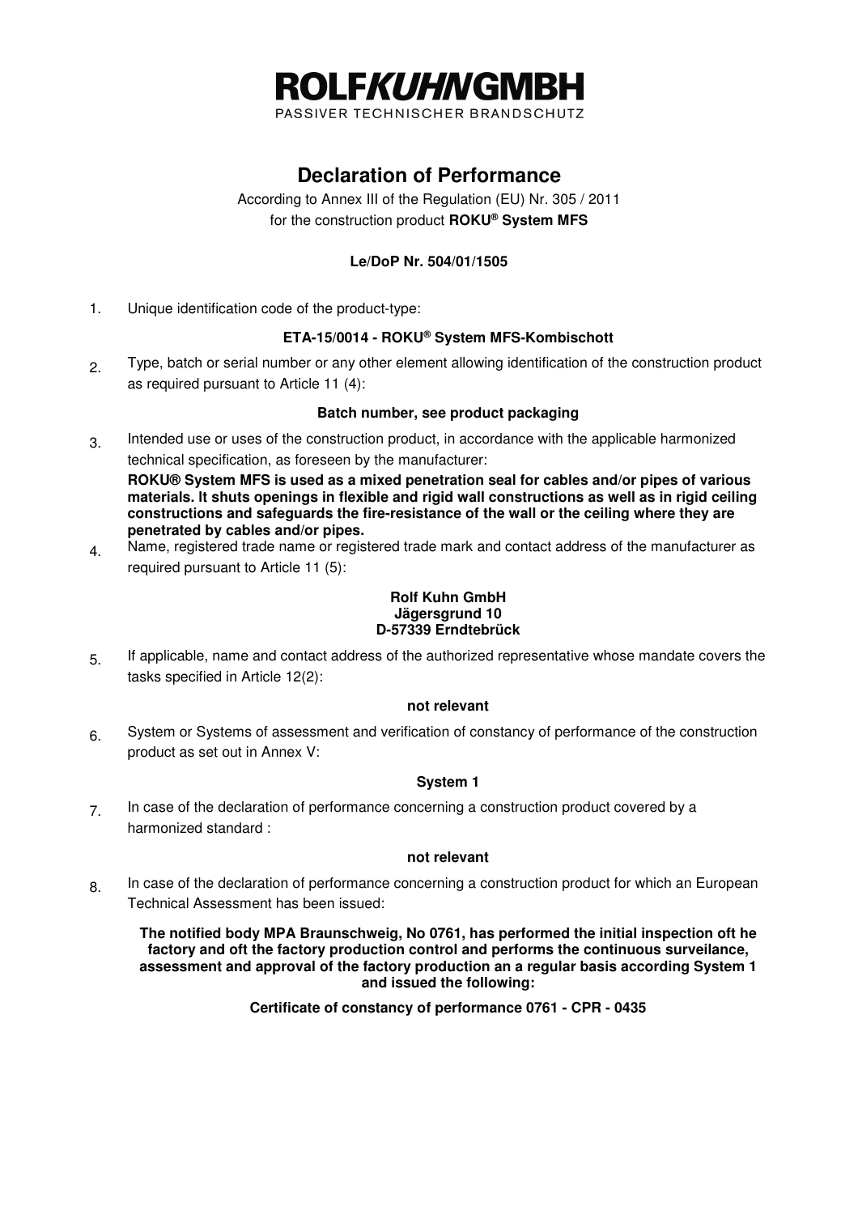# ROLFKUHNGMBH

PASSIVER TECHNISCHER BRANDSCHUTZ

# Declaration of Performance

According to Annex III of the Regulation (EU) Nr. 305 / 2011
for the construction product **ROKU® System MFS**

**Le/DoP Nr. 504/01/1505**

1. Unique identification code of the product-type:

   **ETA-15/0014 - ROKU® System MFS-Kombischott**

2. Type, batch or serial number or any other element allowing identification of the construction product as required pursuant to Article 11 (4):

   **Batch number, see product packaging**

3. Intended use or uses of the construction product, in accordance with the applicable harmonized technical specification, as foreseen by the manufacturer:

   **ROKU® System MFS is used as a mixed penetration seal for cables and/or pipes of various materials. It shuts openings in flexible and rigid wall constructions as well as in rigid ceiling constructions and safeguards the fire-resistance of the wall or the ceiling where they are penetrated by cables and/or pipes.**

4. Name, registered trade name or registered trade mark and contact address of the manufacturer as required pursuant to Article 11 (5):

   **Rolf Kuhn GmbH**
   **Jägersgrund 10**
   **D-57339 Erndtebrück**

5. If applicable, name and contact address of the authorized representative whose mandate covers the tasks specified in Article 12(2):

   **not relevant**

6. System or Systems of assessment and verification of constancy of performance of the construction product as set out in Annex V:

   **System 1**

7. In case of the declaration of performance concerning a construction product covered by a harmonized standard :

   **not relevant**

8. In case of the declaration of performance concerning a construction product for which an European Technical Assessment has been issued:

   **The notified body MPA Braunschweig, No 0761, has performed the initial inspection oft he factory and oft the factory production control and performs the continuous surveilance, assessment and approval of the factory production an a regular basis according System 1 and issued the following:**

   **Certificate of constancy of performance 0761 - CPR - 0435**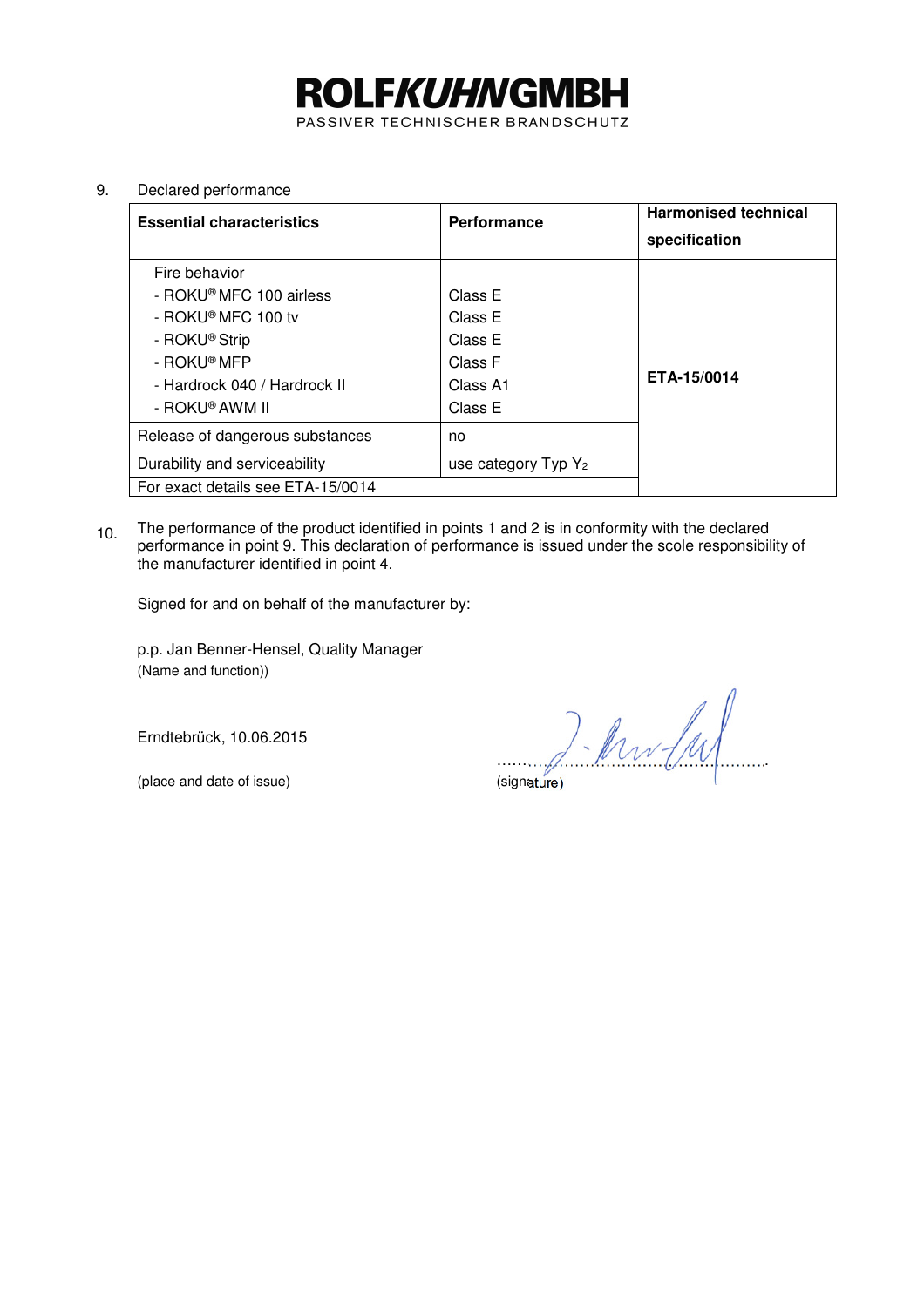# ROLF*KUHN*GMBH

PASSIVER TECHNISCHER BRANDSCHUTZ

9. Declared performance

| **Essential characteristics** | **Performance** | **Harmonised technical specification** |
|---|---|---|
| Fire behavior<br>- ROKU® MFC 100 airless<br>- ROKU® MFC 100 tv<br>- ROKU® Strip<br>- ROKU® MFP<br>- Hardrock 040 / Hardrock II<br>- ROKU® AWM II | <br>Class E<br>Class E<br>Class E<br>Class F<br>Class A1<br>Class E | **ETA-15/0014** |
| Release of dangerous substances | no | |
| Durability and serviceability | use category Typ $Y_2$ | |
| For exact details see ETA-15/0014 | | |

10. The performance of the product identified in points 1 and 2 is in conformity with the declared performance in point 9. This declaration of performance is issued under the scole responsibility of the manufacturer identified in point 4.

Signed for and on behalf of the manufacturer by:

p.p. Jan Benner-Hensel, Quality Manager
(Name and function))

Erndtebrück, 10.06.2015

(place and date of issue)

(signature)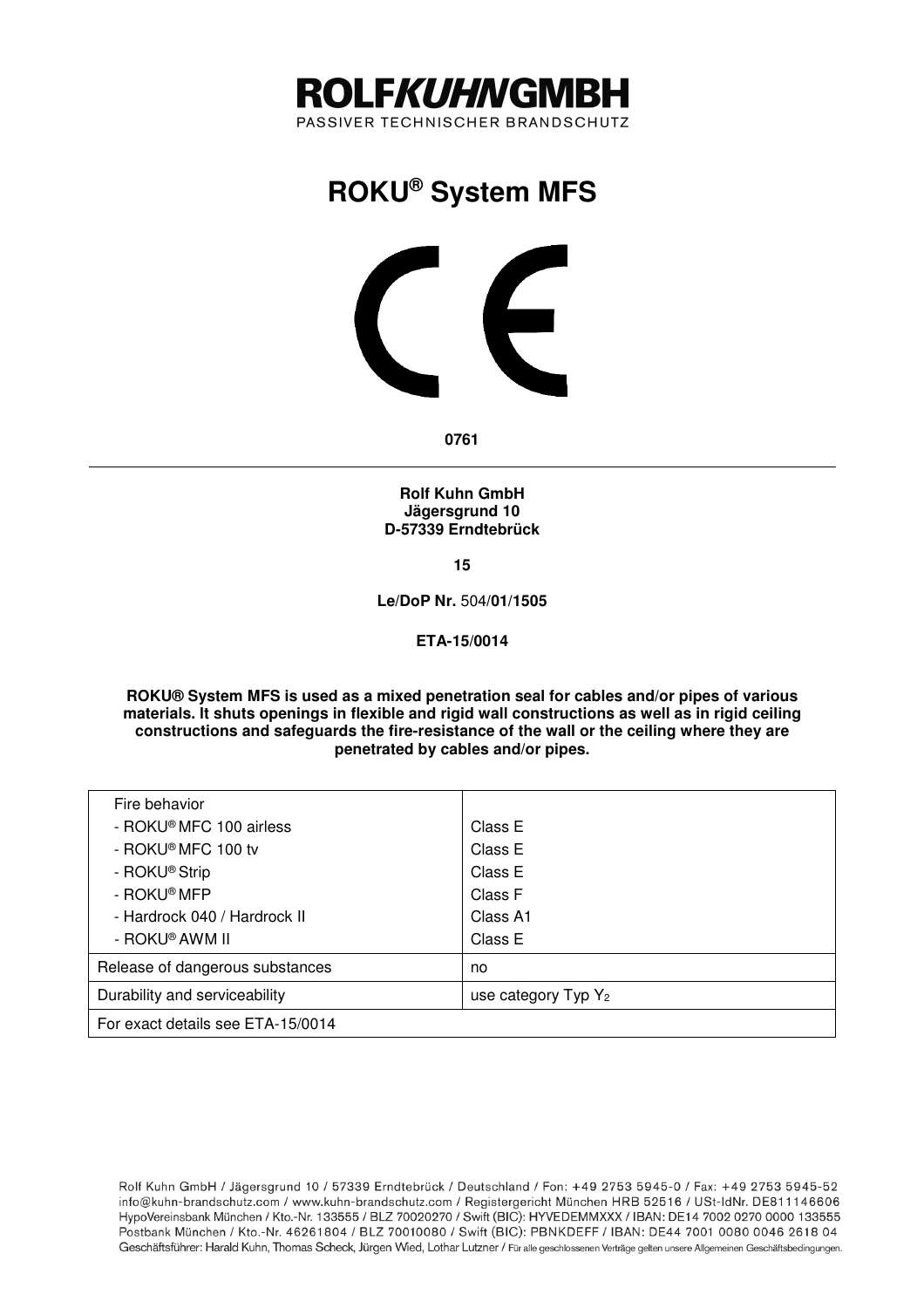# ROLF*KUHN*GMBH

PASSIVER TECHNISCHER BRANDSCHUTZ

# ROKU® System MFS

CE

**0761**

---

**Rolf Kuhn GmbH**
**Jägersgrund 10**
**D-57339 Erndtebrück**

**15**

**Le/DoP Nr.** 504/**01**/**1505**

**ETA-15/0014**

**ROKU® System MFS is used as a mixed penetration seal for cables and/or pipes of various materials. It shuts openings in flexible and rigid wall constructions as well as in rigid ceiling constructions and safeguards the fire-resistance of the wall or the ceiling where they are penetrated by cables and/or pipes.**

| | |
|---|---|
| Fire behavior<br>- ROKU® MFC 100 airless<br>- ROKU® MFC 100 tv<br>- ROKU® Strip<br>- ROKU® MFP<br>- Hardrock 040 / Hardrock II<br>- ROKU® AWM II | <br>Class E<br>Class E<br>Class E<br>Class F<br>Class A1<br>Class E |
| Release of dangerous substances | no |
| Durability and serviceability | use category Typ $Y_2$ |
| For exact details see ETA-15/0014 | |

Rolf Kuhn GmbH / Jägersgrund 10 / 57339 Erndtebrück / Deutschland / Fon: +49 2753 5945-0 / Fax: +49 2753 5945-52
info@kuhn-brandschutz.com / www.kuhn-brandschutz.com / Registergericht München HRB 52516 / USt-IdNr. DE811146606
HypoVereinsbank München / Kto.-Nr. 133555 / BLZ 70020270 / Swift (BIC): HYVEDEMMXXX / IBAN: DE14 7002 0270 0000 133555
Postbank München / Kto.-Nr. 46261804 / BLZ 70010080 / Swift (BIC): PBNKDEFF / IBAN: DE44 7001 0080 0046 2618 04
Geschäftsführer: Harald Kuhn, Thomas Scheck, Jürgen Wied, Lothar Lutzner / Für alle geschlossenen Verträge gelten unsere Allgemeinen Geschäftsbedingungen.